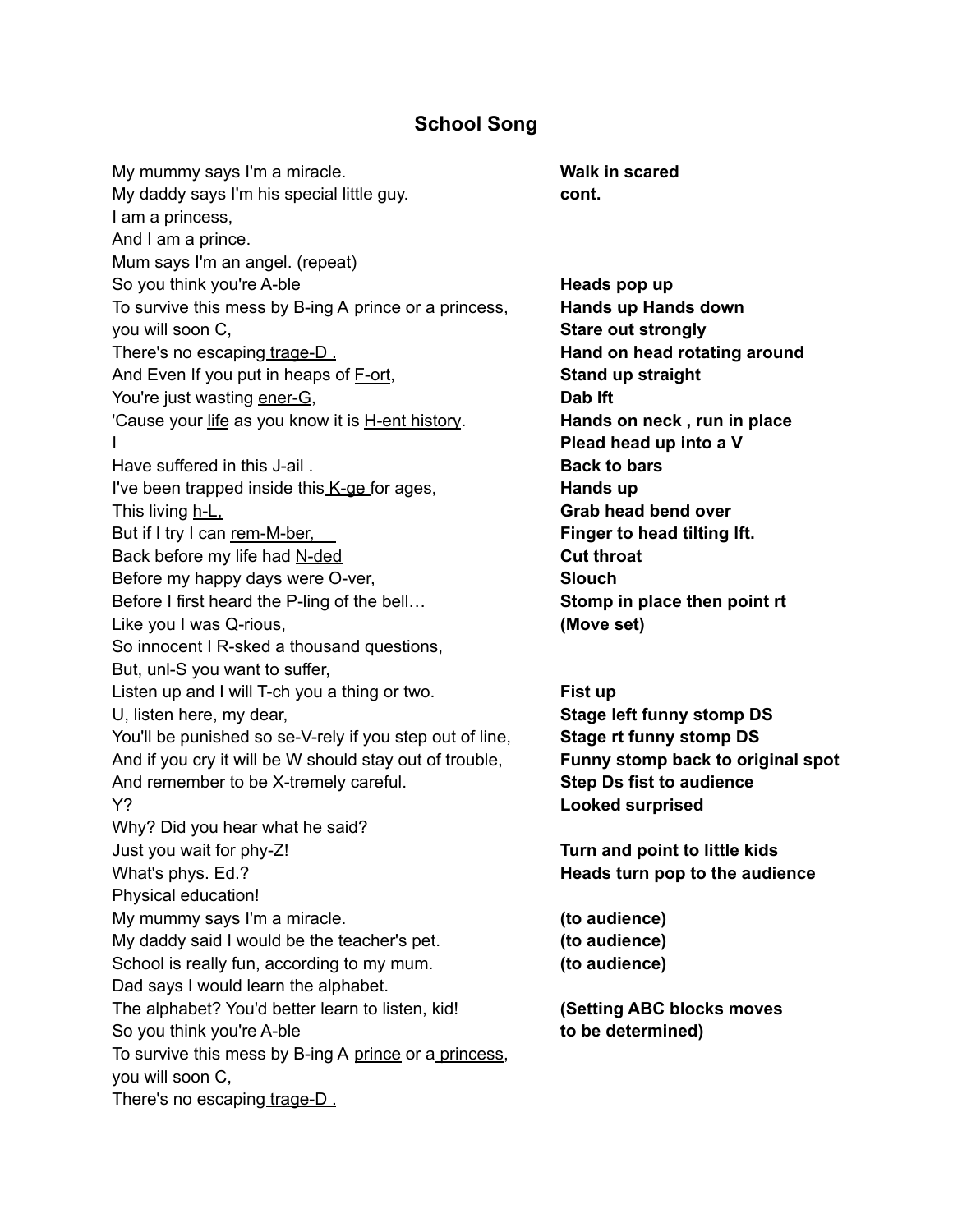# School Song

| Lyrics | Staging |
|---|---|
| My mummy says I'm a miracle. | **Walk in scared** |
| My daddy says I'm his special little guy. | **cont.** |
| I am a princess, | |
| And I am a prince. | |
| Mum says I'm an angel. (repeat) | |
| So you think you're A-ble | **Heads pop up** |
| To survive this mess by B-ing A <u>prince</u> or a <u>princess</u>, | **Hands up Hands down** |
| you will soon C, | **Stare out strongly** |
| There's no escaping <u>trage-D .</u> | **Hand on head rotating around** |
| And Even If you put in heaps of <u>F-ort</u>, | **Stand up straight** |
| You're just wasting <u>ener-G</u>, | **Dab lft** |
| 'Cause your <u>life</u> as you know it is <u>H-ent history</u>. | **Hands on neck , run in place** |
| I | **Plead head up into a V** |
| Have suffered in this J-ail . | **Back to bars** |
| I've been trapped inside this <u>K-ge</u> for ages, | **Hands up** |
| This living <u>h-L,</u> | **Grab head bend over** |
| But if I try I can <u>rem-M-ber,</u> | **Finger to head tilting lft.** |
| Back before my life had <u>N-ded</u> | **Cut throat** |
| Before my happy days were O-ver, | **Slouch** |
| Before I first heard the <u>P-ling</u> of the <u>bell…</u> | **Stomp in place then point rt** |
| Like you I was Q-rious, | **(Move set)** |
| So innocent I R-sked a thousand questions, | |
| But, unl-S you want to suffer, | |
| Listen up and I will T-ch you a thing or two. | **Fist up** |
| U, listen here, my dear, | **Stage left funny stomp DS** |
| You'll be punished so se-V-rely if you step out of line, | **Stage rt funny stomp DS** |
| And if you cry it will be W should stay out of trouble, | **Funny stomp back to original spot** |
| And remember to be X-tremely careful. | **Step Ds fist to audience** |
| Y? | **Looked surprised** |
| Why? Did you hear what he said? | |
| Just you wait for phy-Z! | **Turn and point to little kids** |
| What's phys. Ed.? | **Heads turn pop to the audience** |
| Physical education! | |
| My mummy says I'm a miracle. | **(to audience)** |
| My daddy said I would be the teacher's pet. | **(to audience)** |
| School is really fun, according to my mum. | **(to audience)** |
| Dad says I would learn the alphabet. | |
| The alphabet? You'd better learn to listen, kid! | **(Setting ABC blocks moves** |
| So you think you're A-ble | **to be determined)** |
| To survive this mess by B-ing A <u>prince</u> or a <u>princess</u>, | |
| you will soon C, | |
| There's no escaping <u>trage-D .</u> | |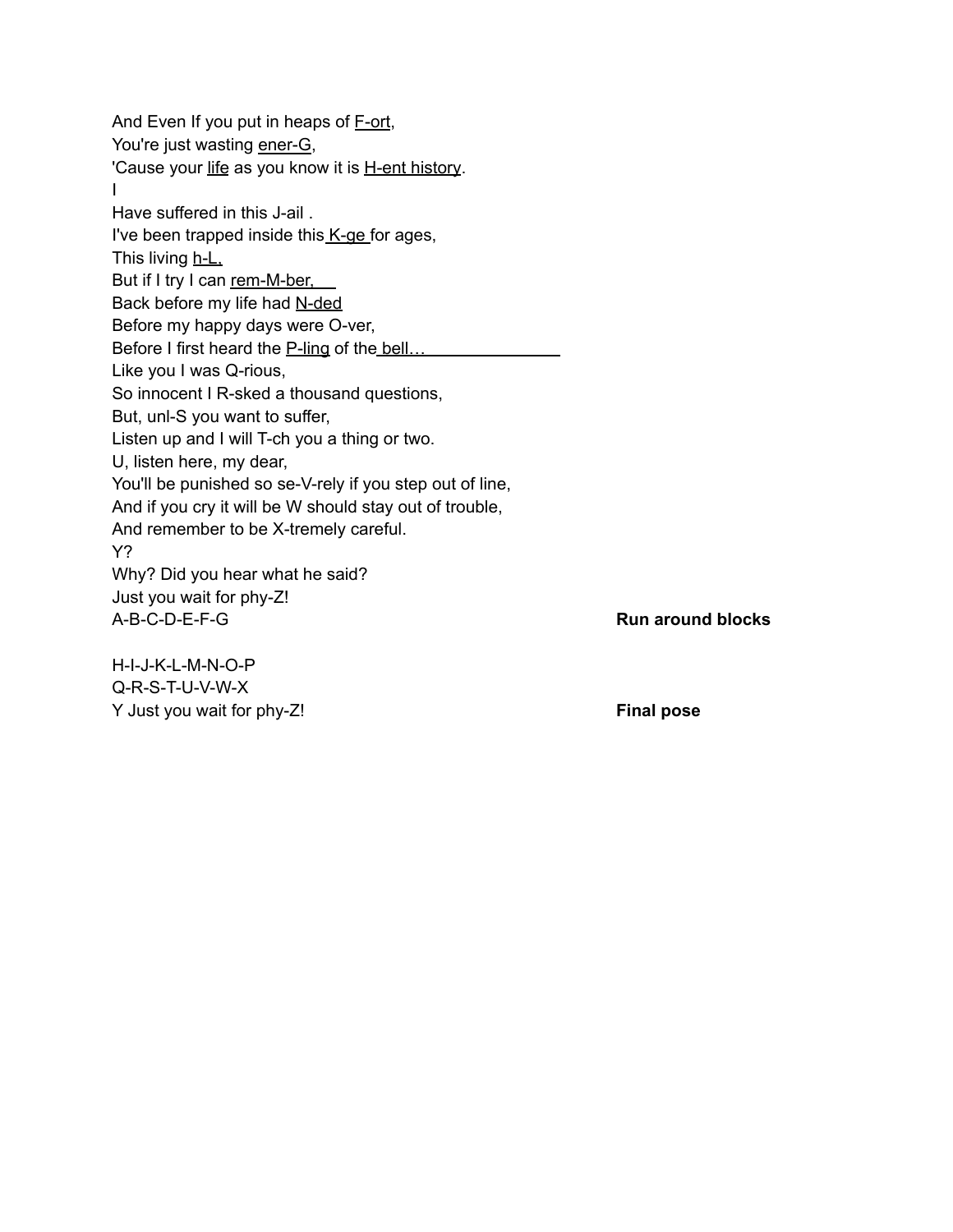And Even If you put in heaps of F-ort,
You're just wasting ener-G,
'Cause your life as you know it is H-ent history.
I
Have suffered in this J-ail .
I've been trapped inside this K-ge for ages,
This living h-L,
But if I try I can rem-M-ber,
Back before my life had N-ded
Before my happy days were O-ver,
Before I first heard the P-ling of the bell…
Like you I was Q-rious,
So innocent I R-sked a thousand questions,
But, unl-S you want to suffer,
Listen up and I will T-ch you a thing or two.
U, listen here, my dear,
You'll be punished so se-V-rely if you step out of line,
And if you cry it will be W should stay out of trouble,
And remember to be X-tremely careful.
Y?
Why? Did you hear what he said?
Just you wait for phy-Z!
A-B-C-D-E-F-G **Run around blocks**

H-I-J-K-L-M-N-O-P
Q-R-S-T-U-V-W-X
Y Just you wait for phy-Z! **Final pose**